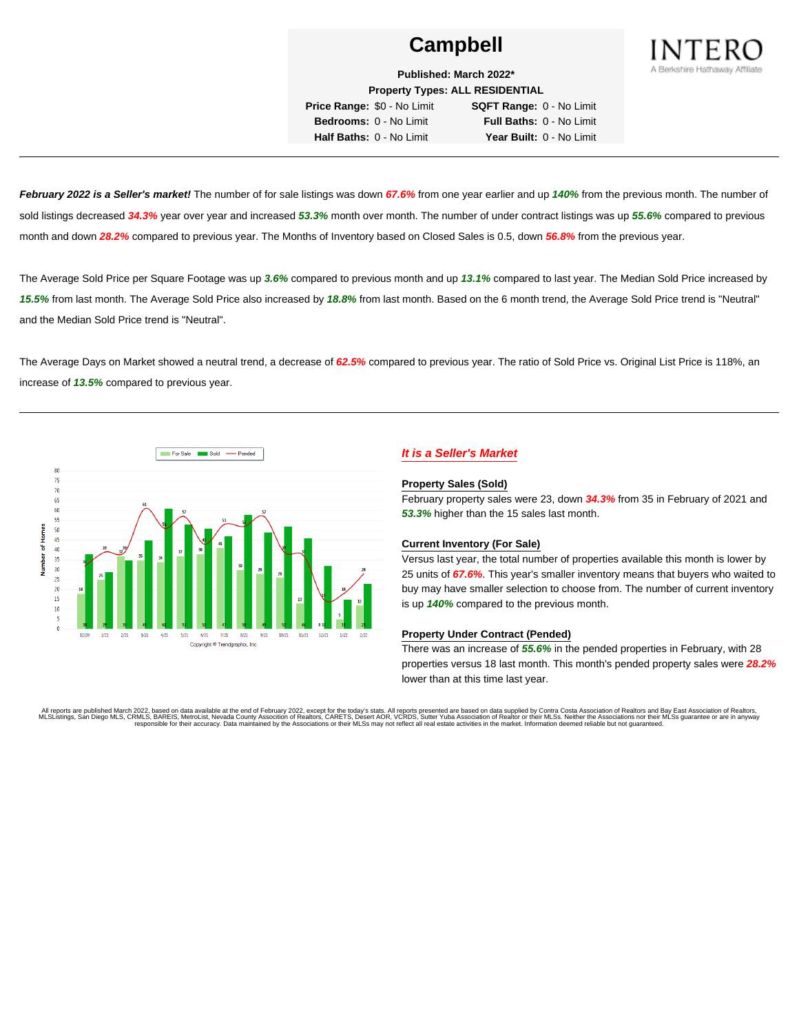# Campbell

**Published: March 2022***
**Property Types: ALL RESIDENTIAL**

| | | | |
|---|---|---|---|
| **Price Range:** | $0 - No Limit | **SQFT Range:** | 0 - No Limit |
| **Bedrooms:** | 0 - No Limit | **Full Baths:** | 0 - No Limit |
| **Half Baths:** | 0 - No Limit | **Year Built:** | 0 - No Limit |

INTERO
A Berkshire Hathaway Affiliate

---

***February 2022 is a Seller's market!*** The number of for sale listings was down ***67.6%*** from one year earlier and up ***140%*** from the previous month. The number of sold listings decreased ***34.3%*** year over year and increased ***53.3%*** month over month. The number of under contract listings was up ***55.6%*** compared to previous month and down ***28.2%*** compared to previous year. The Months of Inventory based on Closed Sales is 0.5, down ***56.8%*** from the previous year.

The Average Sold Price per Square Footage was up ***3.6%*** compared to previous month and up ***13.1%*** compared to last year. The Median Sold Price increased by ***15.5%*** from last month. The Average Sold Price also increased by ***18.8%*** from last month. Based on the 6 month trend, the Average Sold Price trend is "Neutral" and the Median Sold Price trend is "Neutral".

The Average Days on Market showed a neutral trend, a decrease of ***62.5%*** compared to previous year. The ratio of Sold Price vs. Original List Price is 118%, an increase of ***13.5%*** compared to previous year.

---

| Month | For Sale | Sold | Pended |
|---|---|---|---|
| 12/20 | 18 | 38 | 32 |
| 1/21 | 25 | 29 | 39 |
| 2/21 | 37 | 35 | 38 |
| 3/21 | 35 | 45 | 61 |
| 4/21 | 34 | 61 | 51 |
| 5/21 | 37 | 53 | 57 |
| 6/21 | 38 | 51 | 43 |
| 7/21 | 41 | 47 | 53 |
| 8/21 | 30 | 58 | 52 |
| 9/21 | 28 | 49 | 57 |
| 10/21 | 26 | 52 | 39 |
| 11/21 | 13 | 46 | 37 |
| 12/21 | 0 | 32 | 15 |
| 1/22 | 5 | 15 | 18 |
| 2/22 | 12 | 23 | 28 |

Copyright © Trendgraphix, Inc.

## *It is a Seller's Market*

### Property Sales (Sold)

February property sales were 23, down ***34.3%*** from 35 in February of 2021 and ***53.3%*** higher than the 15 sales last month.

### Current Inventory (For Sale)

Versus last year, the total number of properties available this month is lower by 25 units of ***67.6%***. This year's smaller inventory means that buyers who waited to buy may have smaller selection to choose from. The number of current inventory is up ***140%*** compared to the previous month.

### Property Under Contract (Pended)

There was an increase of ***55.6%*** in the pended properties in February, with 28 properties versus 18 last month. This month's pended property sales were ***28.2%*** lower than at this time last year.

All reports are published March 2022, based on data available at the end of February 2022, except for the today's stats. All reports presented are based on data supplied by Contra Costa Association of Realtors and Bay East Association of Realtors, MLSListings, San Diego MLS, CRMLS, BAREIS, MetroList, Nevada County Association of Realtors, CARETS, Desert AOR, VCRDS, Sutter Yuba Association of Realtor or their MLSs. Neither the Associations nor their MLSs guarantee or are in anyway responsible for their accuracy. Data maintained by the Associations or their MLSs may not reflect all real estate activities in the market. Information deemed reliable but not guaranteed.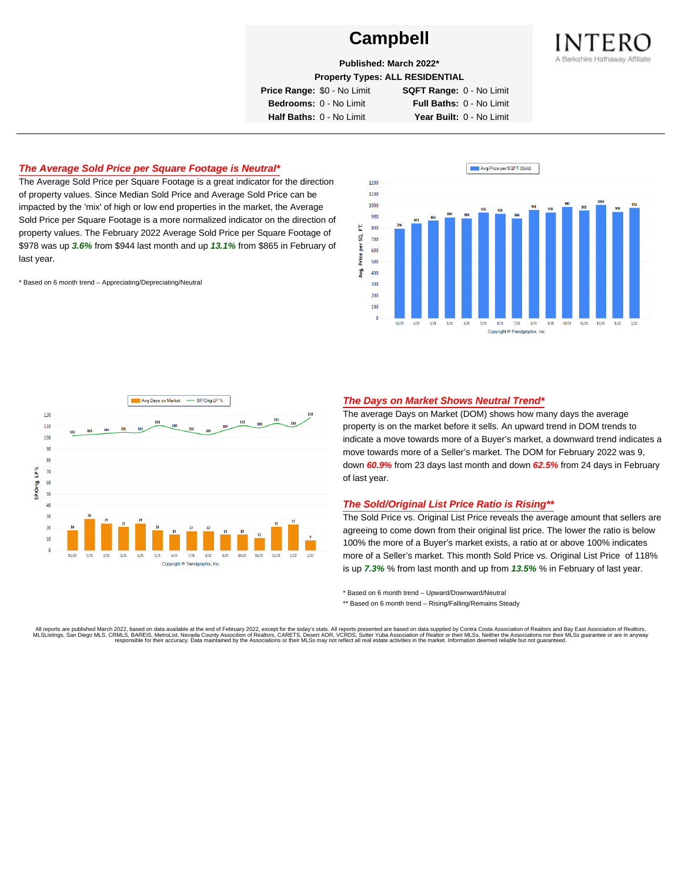# Campbell

**Published: March 2022***

**Property Types: ALL RESIDENTIAL**

**Price Range:** $0 - No Limit **SQFT Range:** 0 - No Limit
**Bedrooms:** 0 - No Limit **Full Baths:** 0 - No Limit
**Half Baths:** 0 - No Limit **Year Built:** 0 - No Limit

INTERO
A Berkshire Hathaway Affiliate

## *The Average Sold Price per Square Footage is Neutral**

The Average Sold Price per Square Footage is a great indicator for the direction of property values. Since Median Sold Price and Average Sold Price can be impacted by the 'mix' of high or low end properties in the market, the Average Sold Price per Square Footage is a more normalized indicator on the direction of property values. The February 2022 Average Sold Price per Square Footage of $978 was up ***3.6%*** from $944 last month and up ***13.1%*** from $865 in February of last year.

* Based on 6 month trend – Appreciating/Depreciating/Neutral

| Month | 12/20 | 1/21 | 2/21 | 3/21 | 4/21 | 5/21 | 6/21 | 7/21 | 8/21 | 9/21 | 10/21 | 11/21 | 12/21 | 1/22 | 2/22 |
|---|---|---|---|---|---|---|---|---|---|---|---|---|---|---|---|
| Avg Price per SQFT (Sold) | 796 | 841 | 865 | 894 | 886 | 936 | 928 | 886 | 961 | 938 | 987 | 955 | 1004 | 944 | 978 |

Copyright ® Trendgraphix, Inc.

| Month | 12/20 | 1/21 | 2/21 | 3/21 | 4/21 | 5/21 | 6/21 | 7/21 | 8/21 | 9/21 | 10/21 | 11/21 | 12/21 | 1/22 | 2/22 |
|---|---|---|---|---|---|---|---|---|---|---|---|---|---|---|---|
| Avg Days on Market | 18 | 28 | 24 | 21 | 24 | 18 | 14 | 17 | 17 | 14 | 14 | 11 | 21 | 23 | 9 |
| SP/Orig LP % | 102 | 103 | 104 | 105 | 105 | 111 | 108 | 105 | 103 | 107 | 111 | 109 | 111 | 110 | 118 |

Copyright ® Trendgraphix, Inc.

## *The Days on Market Shows Neutral Trend**

The average Days on Market (DOM) shows how many days the average property is on the market before it sells. An upward trend in DOM trends to indicate a move towards more of a Buyer's market, a downward trend indicates a move towards more of a Seller's market. The DOM for February 2022 was 9, down ***60.9%*** from 23 days last month and down ***62.5%*** from 24 days in February of last year.

## *The Sold/Original List Price Ratio is Rising***

The Sold Price vs. Original List Price reveals the average amount that sellers are agreeing to come down from their original list price. The lower the ratio is below 100% the more of a Buyer's market exists, a ratio at or above 100% indicates more of a Seller's market. This month Sold Price vs. Original List Price of 118% is up ***7.3%*** % from last month and up from ***13.5%*** % in February of last year.

* Based on 6 month trend – Upward/Downward/Neutral

** Based on 6 month trend – Rising/Falling/Remains Steady

All reports are published March 2022, based on data available at the end of February 2022, except for the today's stats. All reports presented are based on data supplied by Contra Costa Association of Realtors and Bay East Association of Realtors, MLSListings, San Diego MLS, CRMLS, BAREIS, MetroList, Nevada County Association of Realtors, CARETS, Desert AOR, VCRDS, Sutter Yuba Association of Realtor or their MLSs. Neither the Associations nor their MLSs guarantee or are in anyway responsible for their accuracy. Data maintained by the Associations or their MLSs may not reflect all real estate activities in the market. Information deemed reliable but not guaranteed.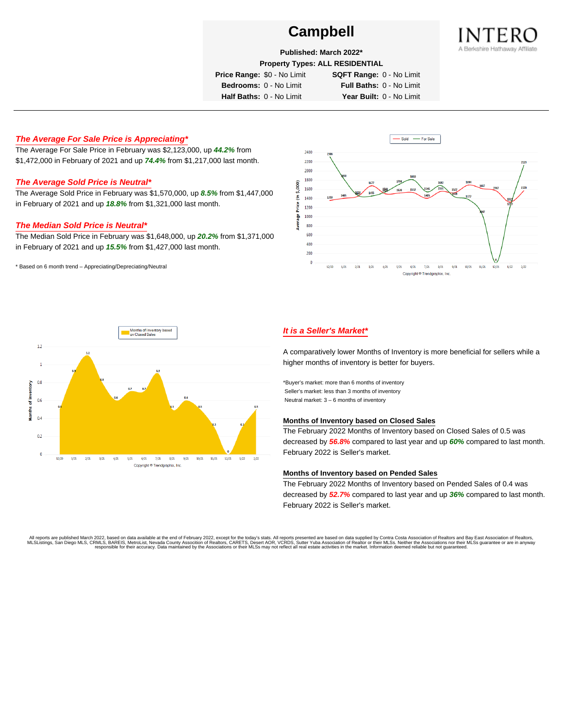# Campbell

**Published: March 2022***

**Property Types: ALL RESIDENTIAL**

**Price Range:** $0 - No Limit **SQFT Range:** 0 - No Limit

**Bedrooms:** 0 - No Limit **Full Baths:** 0 - No Limit

**Half Baths:** 0 - No Limit **Year Built:** 0 - No Limit

INTERO
A Berkshire Hathaway Affiliate

## *The Average For Sale Price is Appreciating**

The Average For Sale Price in February was $2,123,000, up ***44.2%*** from $1,472,000 in February of 2021 and up ***74.4%*** from $1,217,000 last month.

## *The Average Sold Price is Neutral**

The Average Sold Price in February was $1,570,000, up ***8.5%*** from $1,447,000 in February of 2021 and up ***18.8%*** from $1,321,000 last month.

## *The Median Sold Price is Neutral**

The Median Sold Price in February was $1,648,000, up ***20.2%*** from $1,371,000 in February of 2021 and up ***15.5%*** from $1,427,000 last month.

* Based on 6 month trend – Appreciating/Depreciating/Neutral

## *It is a Seller's Market**

A comparatively lower Months of Inventory is more beneficial for sellers while a higher months of inventory is better for buyers.

*Buyer's market: more than 6 months of inventory
Seller's market: less than 3 months of inventory
Neutral market: 3 – 6 months of inventory

### Months of Inventory based on Closed Sales

The February 2022 Months of Inventory based on Closed Sales of 0.5 was decreased by ***56.8%*** compared to last year and up ***60%*** compared to last month. February 2022 is Seller's market.

### Months of Inventory based on Pended Sales

The February 2022 Months of Inventory based on Pended Sales of 0.4 was decreased by ***52.7%*** compared to last year and up ***36%*** compared to last month. February 2022 is Seller's market.

All reports are published March 2022, based on data available at the end of February 2022, except for the today's stats. All reports presented are based on data supplied by Contra Costa Association of Realtors and Bay East Association of Realtors, MLSListings, San Diego MLS, CRMLS, BAREIS, MetroList, Nevada County Association of Realtors, CARETS, Desert AOR, VCRDS, Sutter Yuba Association of Realtor or their MLSs. Neither the Associations nor their MLSs guarantee or are in anyway responsible for their accuracy. Data maintained by the Associations or their MLSs may not reflect all real estate activities in the market. Information deemed reliable but not guaranteed.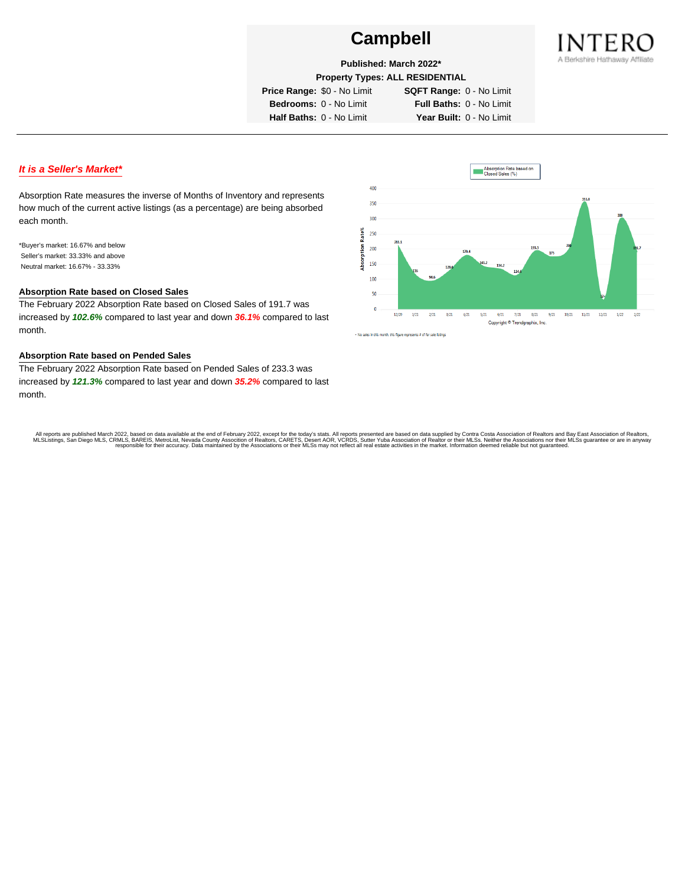# Campbell

**Published: March 2022***

**Property Types: ALL RESIDENTIAL**

**Price Range:** $0 - No Limit **SQFT Range:** 0 - No Limit
**Bedrooms:** 0 - No Limit **Full Baths:** 0 - No Limit
**Half Baths:** 0 - No Limit **Year Built:** 0 - No Limit

INTERO
A Berkshire Hathaway Affiliate

## *It is a Seller's Market**

Absorption Rate measures the inverse of Months of Inventory and represents how much of the current active listings (as a percentage) are being absorbed each month.

*Buyer's market: 16.67% and below
Seller's market: 33.33% and above
Neutral market: 16.67% - 33.33%

### Absorption Rate based on Closed Sales

The February 2022 Absorption Rate based on Closed Sales of 191.7 was increased by ***102.6%*** compared to last year and down ***36.1%*** compared to last month.

### Absorption Rate based on Pended Sales

The February 2022 Absorption Rate based on Pended Sales of 233.3 was increased by ***121.3%*** compared to last year and down ***35.2%*** compared to last month.

Absorption Rate based on Closed Sales (%)

Absorption Rate%

400
350
300
250
200
150
100
50
0

211.1
116
98.6
128.6
179.4
141.2
134.2
114.6
193.3
175
200
355.8
32+
300
191.7

12/20 1/21 2/21 3/21 4/21 5/21 6/21 7/21 8/21 9/21 10/21 11/21 12/21 1/22 2/22

Copyright © Trendgraphix, Inc.

+ No sales in this month, this figure represents # of for sale listings

All reports are published March 2022, based on data available at the end of February 2022, except for the today's stats. All reports presented are based on data supplied by Contra Costa Association of Realtors and Bay East Association of Realtors, MLSListings, San Diego MLS, CRMLS, BAREIS, MetroList, Nevada County Assocition of Realtors, CARETS, Desert AOR, VCRDS, Sutter Yuba Association of Realtor or their MLSs. Neither the Associations nor their MLSs guarantee or are in anyway responsible for their accuracy. Data maintained by the Associations or their MLSs may not reflect all real estate activities in the market. Information deemed reliable but not guaranteed.